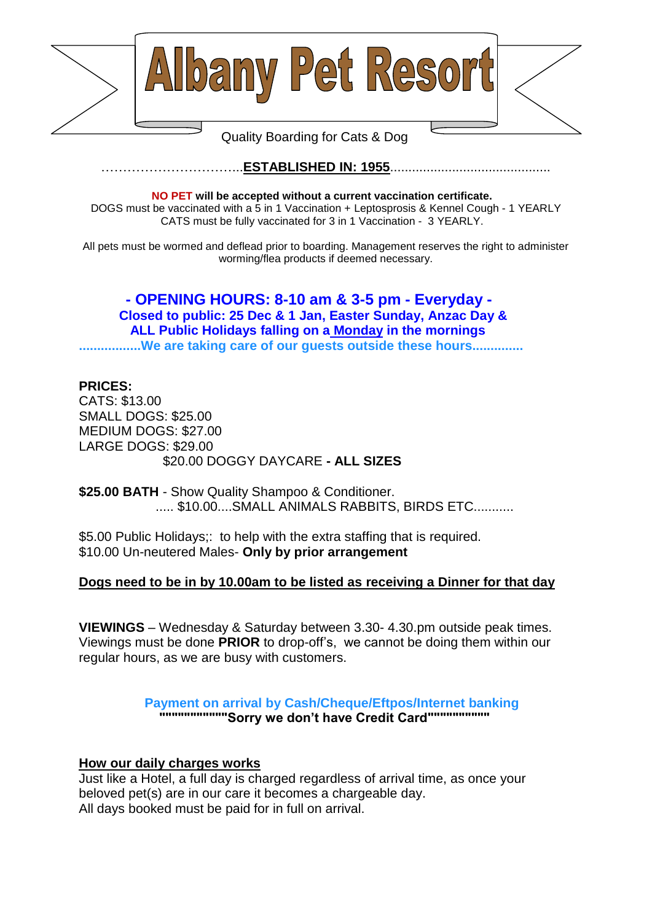# Albany Pet Resort

Quality Boarding for Cats & Dog

……………………………..**ESTABLISHED IN: 1955**............................................

**NO PET will be accepted without a current vaccination certificate.**
DOGS must be vaccinated with a 5 in 1 Vaccination + Leptosprosis & Kennel Cough - 1 YEARLY
CATS must be fully vaccinated for 3 in 1 Vaccination - 3 YEARLY.

All pets must be wormed and deflead prior to boarding. Management reserves the right to administer worming/flea products if deemed necessary.

## - OPENING HOURS: 8-10 am & 3-5 pm - Everyday -

**Closed to public: 25 Dec & 1 Jan, Easter Sunday, Anzac Day & ALL Public Holidays falling on a Monday in the mornings**

**.................We are taking care of our guests outside these hours.............**

**PRICES:**
CATS: $13.00
SMALL DOGS: $25.00
MEDIUM DOGS: $27.00
LARGE DOGS: $29.00
$20.00 DOGGY DAYCARE **- ALL SIZES**

**$25.00 BATH** - Show Quality Shampoo & Conditioner.
..... $10.00....SMALL ANIMALS RABBITS, BIRDS ETC...........

$5.00 Public Holidays;: to help with the extra staffing that is required.
$10.00 Un-neutered Males- **Only by prior arrangement**

**Dogs need to be in by 10.00am to be listed as receiving a Dinner for that day**

**VIEWINGS** – Wednesday & Saturday between 3.30- 4.30.pm outside peak times. Viewings must be done **PRIOR** to drop-off's, we cannot be doing them within our regular hours, as we are busy with customers.

**Payment on arrival by Cash/Cheque/Eftpos/Internet banking**
**""""""""""""""""Sorry we don't have Credit Card""""""""""""""**

**How our daily charges works**
Just like a Hotel, a full day is charged regardless of arrival time, as once your beloved pet(s) are in our care it becomes a chargeable day.
All days booked must be paid for in full on arrival.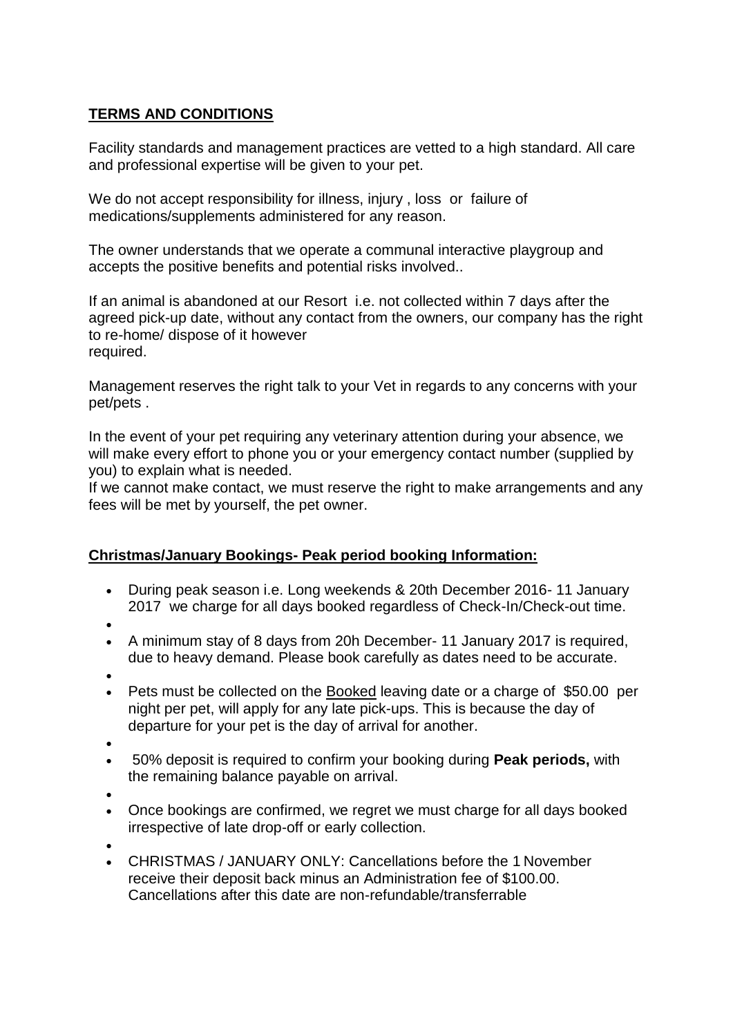**TERMS AND CONDITIONS**

Facility standards and management practices are vetted to a high standard. All care and professional expertise will be given to your pet.

We do not accept responsibility for illness, injury , loss or failure of medications/supplements administered for any reason.

The owner understands that we operate a communal interactive playgroup and accepts the positive benefits and potential risks involved..

If an animal is abandoned at our Resort i.e. not collected within 7 days after the agreed pick-up date, without any contact from the owners, our company has the right to re-home/ dispose of it however required.

Management reserves the right talk to your Vet in regards to any concerns with your pet/pets .

In the event of your pet requiring any veterinary attention during your absence, we will make every effort to phone you or your emergency contact number (supplied by you) to explain what is needed.
If we cannot make contact, we must reserve the right to make arrangements and any fees will be met by yourself, the pet owner.

**Christmas/January Bookings- Peak period booking Information:**

- During peak season i.e. Long weekends & 20th December 2016- 11 January 2017 we charge for all days booked regardless of Check-In/Check-out time.
- A minimum stay of 8 days from 20h December- 11 January 2017 is required, due to heavy demand. Please book carefully as dates need to be accurate.
- Pets must be collected on the Booked leaving date or a charge of $50.00 per night per pet, will apply for any late pick-ups. This is because the day of departure for your pet is the day of arrival for another.
- 50% deposit is required to confirm your booking during **Peak periods,** with the remaining balance payable on arrival.
- Once bookings are confirmed, we regret we must charge for all days booked irrespective of late drop-off or early collection.
- CHRISTMAS / JANUARY ONLY: Cancellations before the 1 November receive their deposit back minus an Administration fee of $100.00. Cancellations after this date are non-refundable/transferrable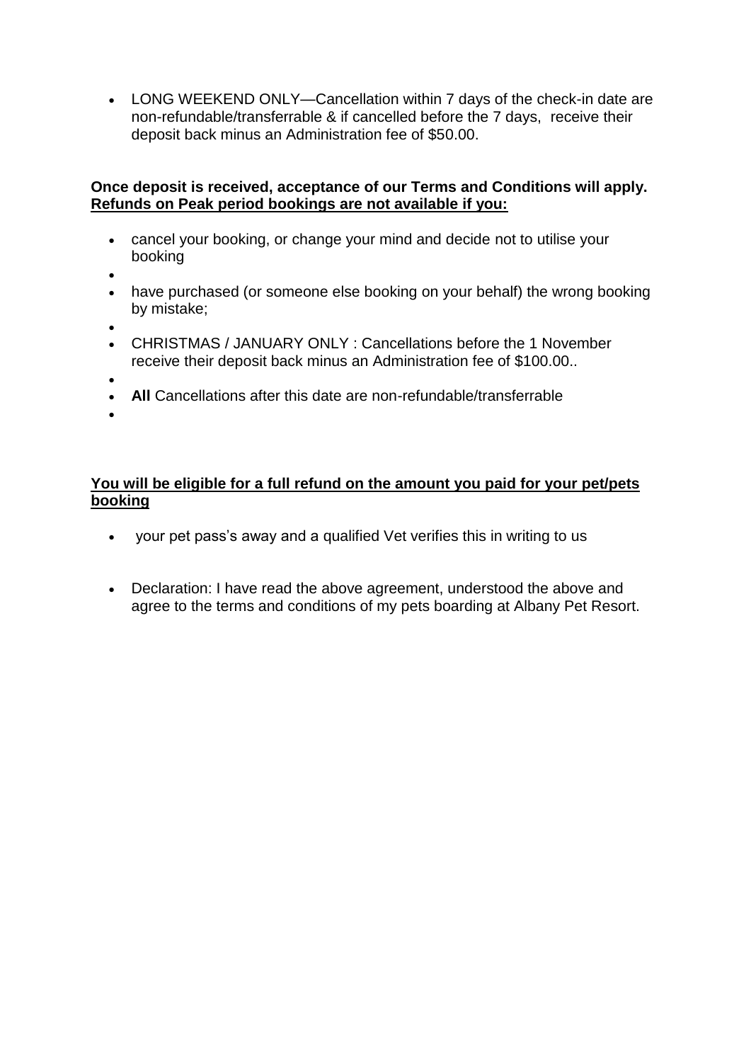- LONG WEEKEND ONLY—Cancellation within 7 days of the check-in date are non-refundable/transferrable & if cancelled before the 7 days, receive their deposit back minus an Administration fee of $50.00.

**Once deposit is received, acceptance of our Terms and Conditions will apply.**
**<u>Refunds on Peak period bookings are not available if you:</u>**

- cancel your booking, or change your mind and decide not to utilise your booking
- have purchased (or someone else booking on your behalf) the wrong booking by mistake;
- CHRISTMAS / JANUARY ONLY : Cancellations before the 1 November receive their deposit back minus an Administration fee of $100.00..
- **All** Cancellations after this date are non-refundable/transferrable

**<u>You will be eligible for a full refund on the amount you paid for your pet/pets booking</u>**

- your pet pass's away and a qualified Vet verifies this in writing to us

- Declaration: I have read the above agreement, understood the above and agree to the terms and conditions of my pets boarding at Albany Pet Resort.